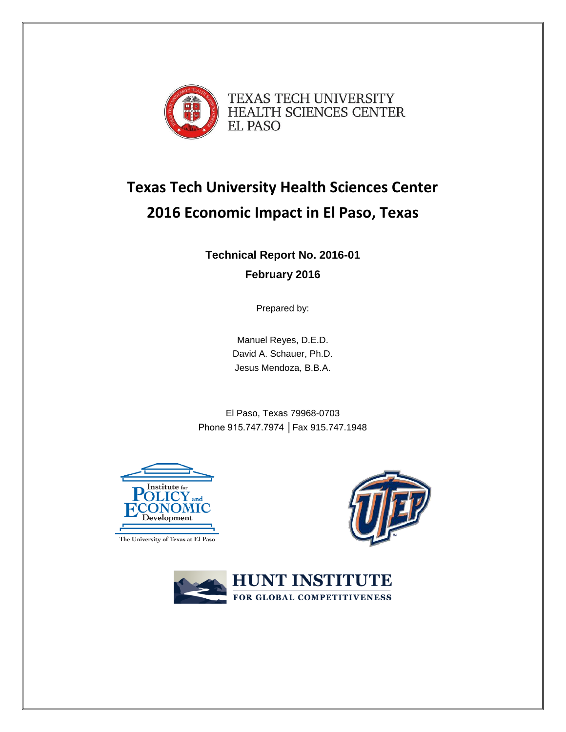TEXAS TECH UNIVERSITY
HEALTH SCIENCES CENTER
EL PASO

# Texas Tech University Health Sciences Center 2016 Economic Impact in El Paso, Texas

**Technical Report No. 2016-01**

**February 2016**

Prepared by:

Manuel Reyes, D.E.D.
David A. Schauer, Ph.D.
Jesus Mendoza, B.B.A.

El Paso, Texas 79968-0703
Phone 915.747.7974 │Fax 915.747.1948

Institute for Policy and Economic Development
The University of Texas at El Paso

HUNT INSTITUTE
FOR GLOBAL COMPETITIVENESS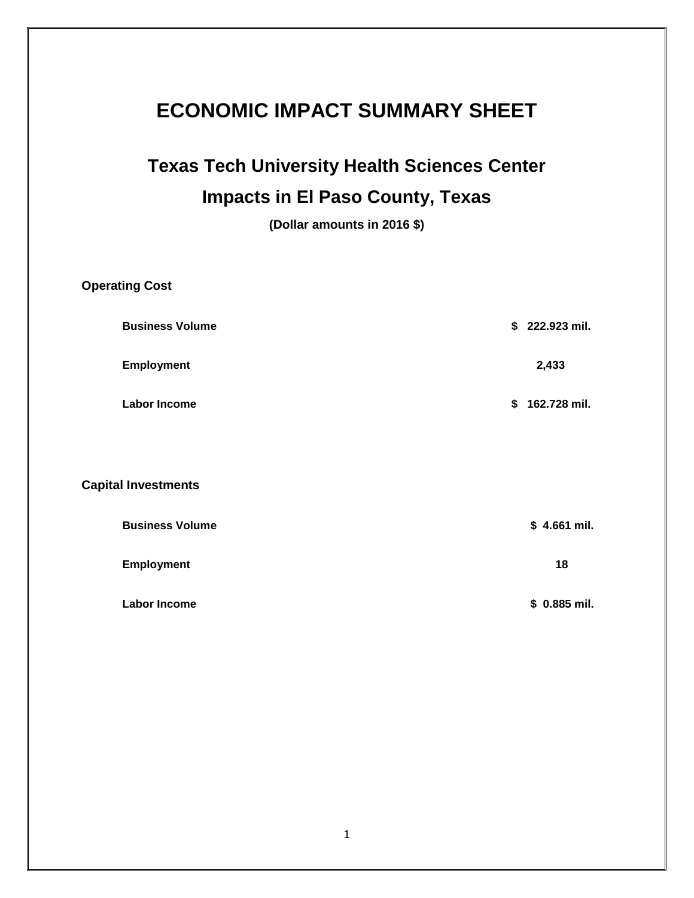# ECONOMIC IMPACT SUMMARY SHEET

## Texas Tech University Health Sciences Center

## Impacts in El Paso County, Texas

**(Dollar amounts in 2016 $)**

### Operating Cost

| | |
|---|---|
| **Business Volume** | **$ 222.923 mil.** |
| **Employment** | **2,433** |
| **Labor Income** | **$ 162.728 mil.** |

### Capital Investments

| | |
|---|---|
| **Business Volume** | **$ 4.661 mil.** |
| **Employment** | **18** |
| **Labor Income** | **$ 0.885 mil.** |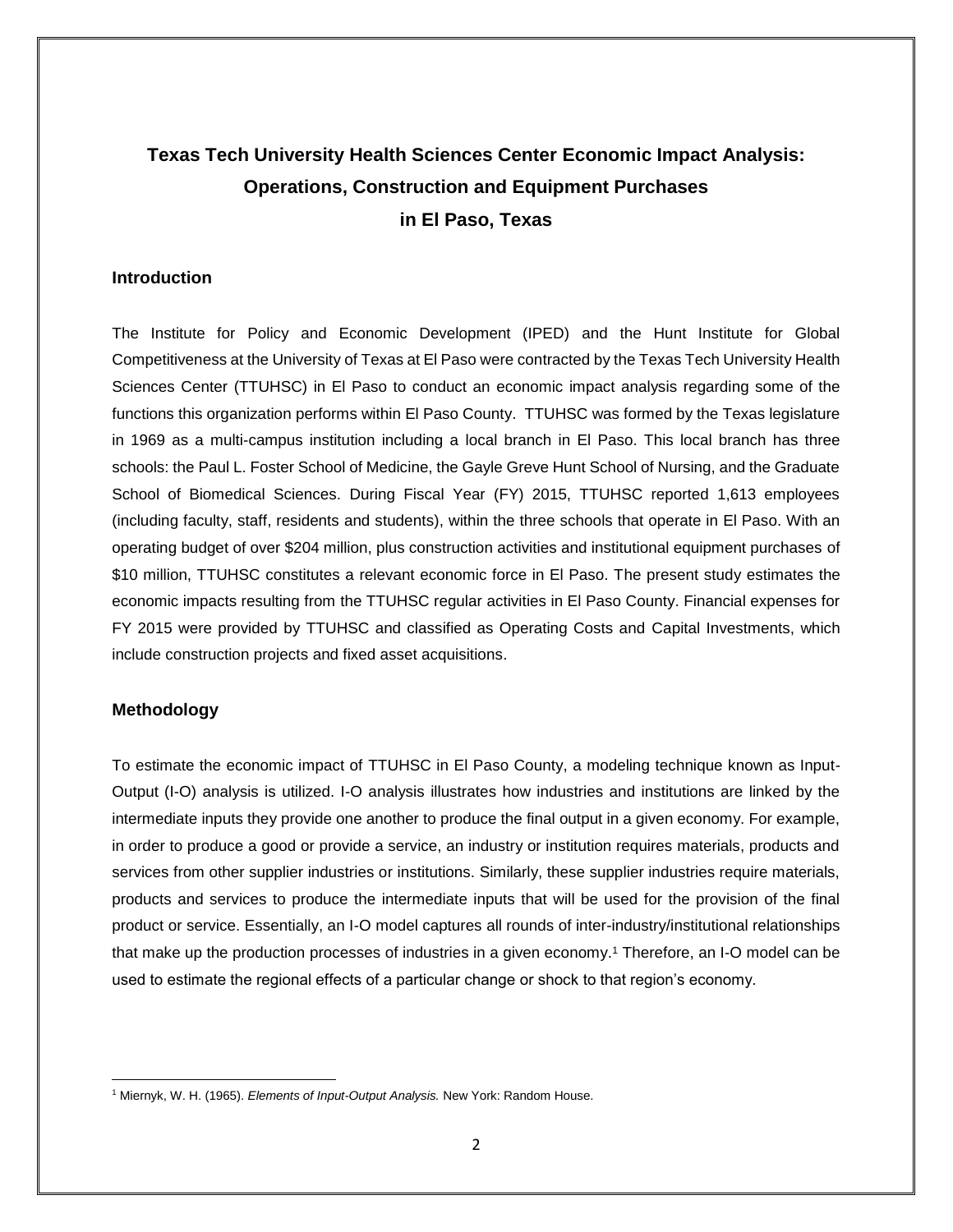# Texas Tech University Health Sciences Center Economic Impact Analysis: Operations, Construction and Equipment Purchases in El Paso, Texas

## Introduction

The Institute for Policy and Economic Development (IPED) and the Hunt Institute for Global Competitiveness at the University of Texas at El Paso were contracted by the Texas Tech University Health Sciences Center (TTUHSC) in El Paso to conduct an economic impact analysis regarding some of the functions this organization performs within El Paso County. TTUHSC was formed by the Texas legislature in 1969 as a multi-campus institution including a local branch in El Paso. This local branch has three schools: the Paul L. Foster School of Medicine, the Gayle Greve Hunt School of Nursing, and the Graduate School of Biomedical Sciences. During Fiscal Year (FY) 2015, TTUHSC reported 1,613 employees (including faculty, staff, residents and students), within the three schools that operate in El Paso. With an operating budget of over $204 million, plus construction activities and institutional equipment purchases of $10 million, TTUHSC constitutes a relevant economic force in El Paso. The present study estimates the economic impacts resulting from the TTUHSC regular activities in El Paso County. Financial expenses for FY 2015 were provided by TTUHSC and classified as Operating Costs and Capital Investments, which include construction projects and fixed asset acquisitions.

## Methodology

To estimate the economic impact of TTUHSC in El Paso County, a modeling technique known as Input-Output (I-O) analysis is utilized. I-O analysis illustrates how industries and institutions are linked by the intermediate inputs they provide one another to produce the final output in a given economy. For example, in order to produce a good or provide a service, an industry or institution requires materials, products and services from other supplier industries or institutions. Similarly, these supplier industries require materials, products and services to produce the intermediate inputs that will be used for the provision of the final product or service. Essentially, an I-O model captures all rounds of inter-industry/institutional relationships that make up the production processes of industries in a given economy.[1] Therefore, an I-O model can be used to estimate the regional effects of a particular change or shock to that region's economy.

[1] Miernyk, W. H. (1965). *Elements of Input-Output Analysis.* New York: Random House.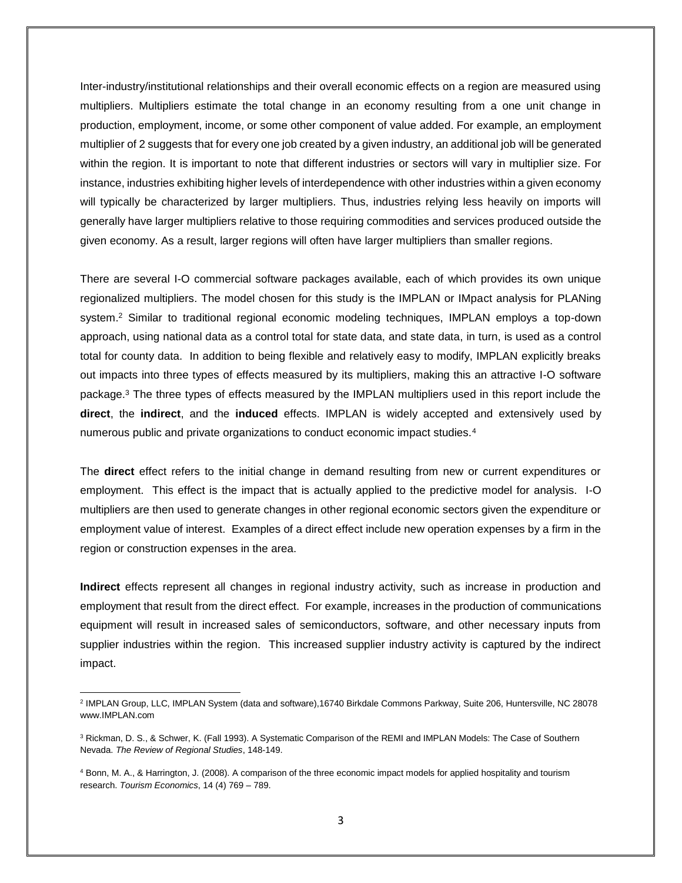Inter-industry/institutional relationships and their overall economic effects on a region are measured using multipliers. Multipliers estimate the total change in an economy resulting from a one unit change in production, employment, income, or some other component of value added. For example, an employment multiplier of 2 suggests that for every one job created by a given industry, an additional job will be generated within the region. It is important to note that different industries or sectors will vary in multiplier size. For instance, industries exhibiting higher levels of interdependence with other industries within a given economy will typically be characterized by larger multipliers. Thus, industries relying less heavily on imports will generally have larger multipliers relative to those requiring commodities and services produced outside the given economy. As a result, larger regions will often have larger multipliers than smaller regions.

There are several I-O commercial software packages available, each of which provides its own unique regionalized multipliers. The model chosen for this study is the IMPLAN or IMpact analysis for PLANing system.[2] Similar to traditional regional economic modeling techniques, IMPLAN employs a top-down approach, using national data as a control total for state data, and state data, in turn, is used as a control total for county data. In addition to being flexible and relatively easy to modify, IMPLAN explicitly breaks out impacts into three types of effects measured by its multipliers, making this an attractive I-O software package.[3] The three types of effects measured by the IMPLAN multipliers used in this report include the **direct**, the **indirect**, and the **induced** effects. IMPLAN is widely accepted and extensively used by numerous public and private organizations to conduct economic impact studies.[4]

The **direct** effect refers to the initial change in demand resulting from new or current expenditures or employment. This effect is the impact that is actually applied to the predictive model for analysis. I-O multipliers are then used to generate changes in other regional economic sectors given the expenditure or employment value of interest. Examples of a direct effect include new operation expenses by a firm in the region or construction expenses in the area.

**Indirect** effects represent all changes in regional industry activity, such as increase in production and employment that result from the direct effect. For example, increases in the production of communications equipment will result in increased sales of semiconductors, software, and other necessary inputs from supplier industries within the region. This increased supplier industry activity is captured by the indirect impact.

---

[2] IMPLAN Group, LLC, IMPLAN System (data and software),16740 Birkdale Commons Parkway, Suite 206, Huntersville, NC 28078 www.IMPLAN.com

[3] Rickman, D. S., & Schwer, K. (Fall 1993). A Systematic Comparison of the REMI and IMPLAN Models: The Case of Southern Nevada. *The Review of Regional Studies*, 148-149.

[4] Bonn, M. A., & Harrington, J. (2008). A comparison of the three economic impact models for applied hospitality and tourism research. *Tourism Economics*, 14 (4) 769 – 789.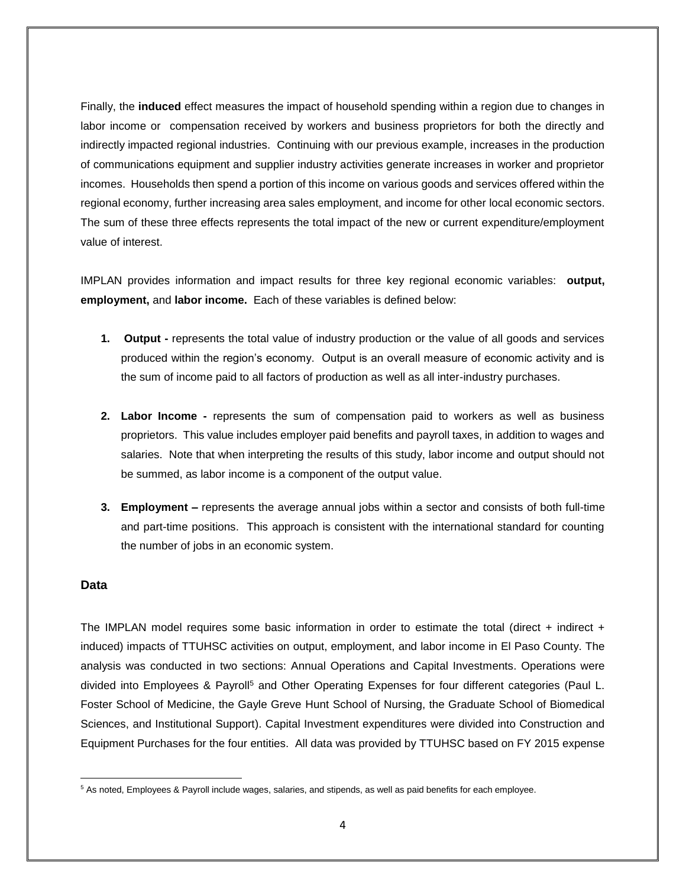Finally, the **induced** effect measures the impact of household spending within a region due to changes in labor income or compensation received by workers and business proprietors for both the directly and indirectly impacted regional industries. Continuing with our previous example, increases in the production of communications equipment and supplier industry activities generate increases in worker and proprietor incomes. Households then spend a portion of this income on various goods and services offered within the regional economy, further increasing area sales employment, and income for other local economic sectors. The sum of these three effects represents the total impact of the new or current expenditure/employment value of interest.

IMPLAN provides information and impact results for three key regional economic variables: **output, employment,** and **labor income.** Each of these variables is defined below:

1. **Output -** represents the total value of industry production or the value of all goods and services produced within the region's economy. Output is an overall measure of economic activity and is the sum of income paid to all factors of production as well as all inter-industry purchases.

2. **Labor Income -** represents the sum of compensation paid to workers as well as business proprietors. This value includes employer paid benefits and payroll taxes, in addition to wages and salaries. Note that when interpreting the results of this study, labor income and output should not be summed, as labor income is a component of the output value.

3. **Employment –** represents the average annual jobs within a sector and consists of both full-time and part-time positions. This approach is consistent with the international standard for counting the number of jobs in an economic system.

### Data

The IMPLAN model requires some basic information in order to estimate the total (direct + indirect + induced) impacts of TTUHSC activities on output, employment, and labor income in El Paso County. The analysis was conducted in two sections: Annual Operations and Capital Investments. Operations were divided into Employees & Payroll[5] and Other Operating Expenses for four different categories (Paul L. Foster School of Medicine, the Gayle Greve Hunt School of Nursing, the Graduate School of Biomedical Sciences, and Institutional Support). Capital Investment expenditures were divided into Construction and Equipment Purchases for the four entities. All data was provided by TTUHSC based on FY 2015 expense

[5] As noted, Employees & Payroll include wages, salaries, and stipends, as well as paid benefits for each employee.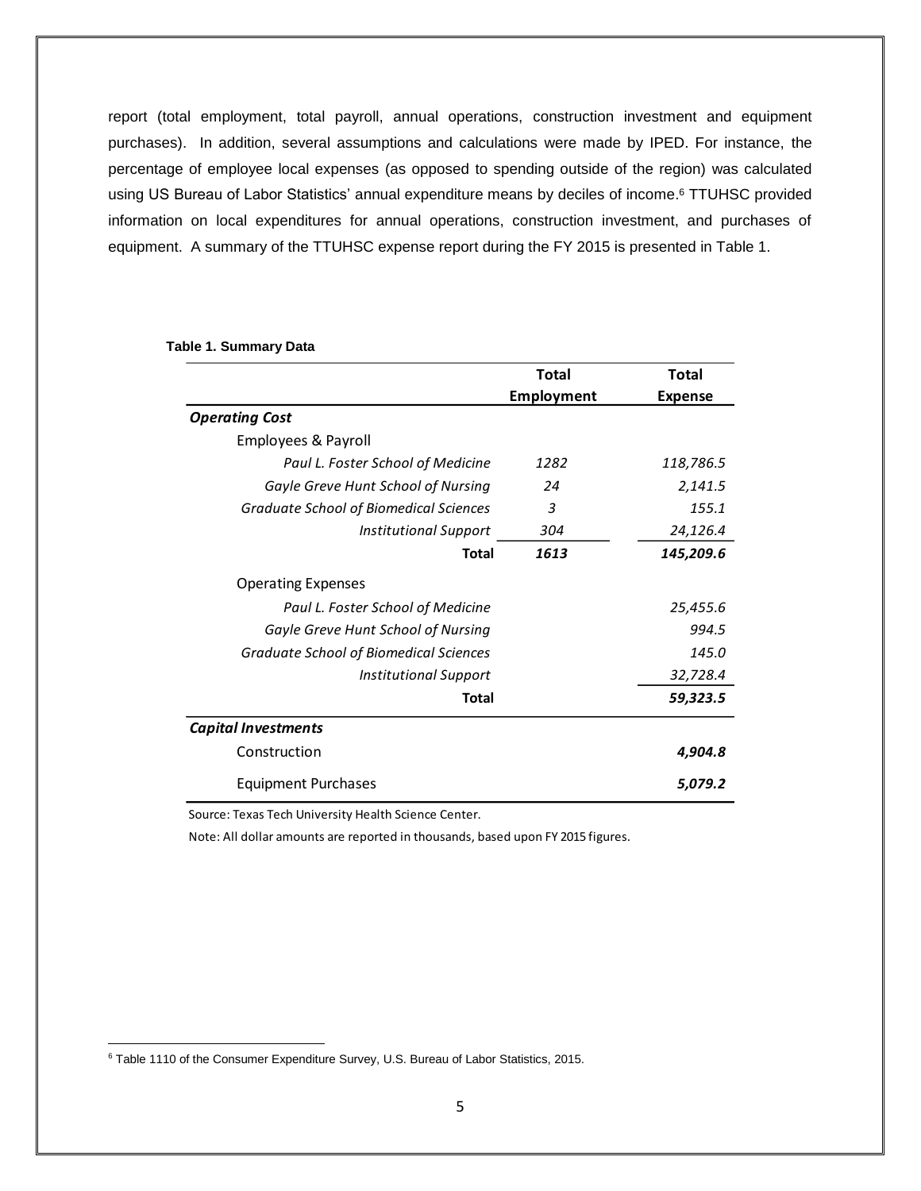report (total employment, total payroll, annual operations, construction investment and equipment purchases). In addition, several assumptions and calculations were made by IPED. For instance, the percentage of employee local expenses (as opposed to spending outside of the region) was calculated using US Bureau of Labor Statistics' annual expenditure means by deciles of income.[6] TTUHSC provided information on local expenditures for annual operations, construction investment, and purchases of equipment. A summary of the TTUHSC expense report during the FY 2015 is presented in Table 1.

**Table 1. Summary Data**

| | Total Employment | Total Expense |
|---|---|---|
| ***Operating Cost*** | | |
| Employees & Payroll | | |
| *Paul L. Foster School of Medicine* | *1282* | *118,786.5* |
| *Gayle Greve Hunt School of Nursing* | *24* | *2,141.5* |
| *Graduate School of Biomedical Sciences* | *3* | *155.1* |
| *Institutional Support* | *304* | *24,126.4* |
| **Total** | ***1613*** | ***145,209.6*** |
| Operating Expenses | | |
| *Paul L. Foster School of Medicine* | | *25,455.6* |
| *Gayle Greve Hunt School of Nursing* | | *994.5* |
| *Graduate School of Biomedical Sciences* | | *145.0* |
| *Institutional Support* | | *32,728.4* |
| **Total** | | ***59,323.5*** |
| ***Capital Investments*** | | |
| Construction | | ***4,904.8*** |
| Equipment Purchases | | ***5,079.2*** |

Source: Texas Tech University Health Science Center.

Note: All dollar amounts are reported in thousands, based upon FY 2015 figures.

[6] Table 1110 of the Consumer Expenditure Survey, U.S. Bureau of Labor Statistics, 2015.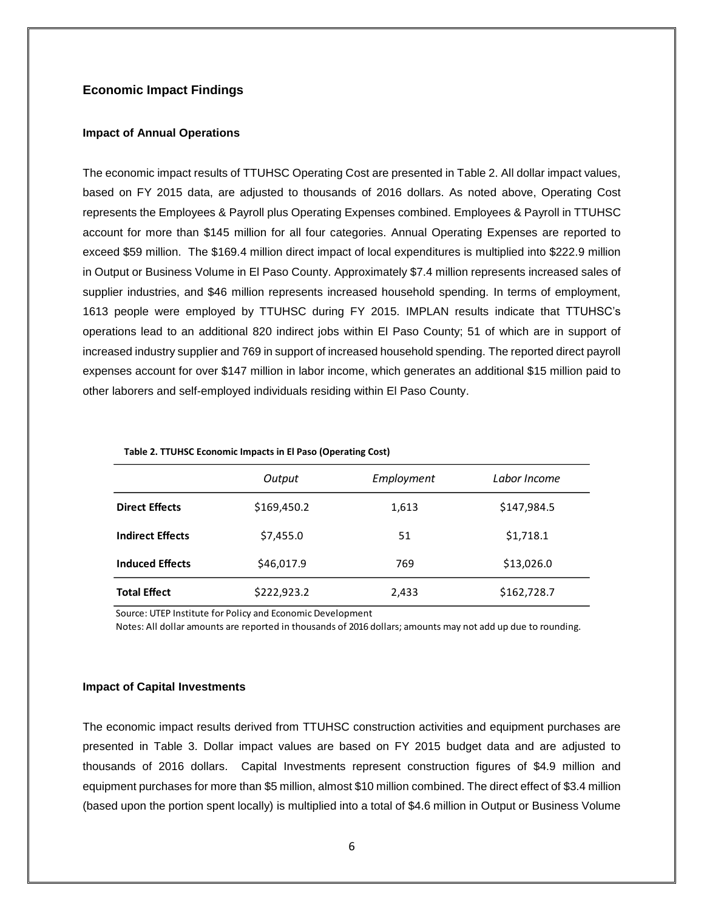## Economic Impact Findings

### Impact of Annual Operations

The economic impact results of TTUHSC Operating Cost are presented in Table 2. All dollar impact values, based on FY 2015 data, are adjusted to thousands of 2016 dollars. As noted above, Operating Cost represents the Employees & Payroll plus Operating Expenses combined. Employees & Payroll in TTUHSC account for more than $145 million for all four categories. Annual Operating Expenses are reported to exceed $59 million. The $169.4 million direct impact of local expenditures is multiplied into $222.9 million in Output or Business Volume in El Paso County. Approximately $7.4 million represents increased sales of supplier industries, and $46 million represents increased household spending. In terms of employment, 1613 people were employed by TTUHSC during FY 2015. IMPLAN results indicate that TTUHSC's operations lead to an additional 820 indirect jobs within El Paso County; 51 of which are in support of increased industry supplier and 769 in support of increased household spending. The reported direct payroll expenses account for over $147 million in labor income, which generates an additional $15 million paid to other laborers and self-employed individuals residing within El Paso County.

**Table 2. TTUHSC Economic Impacts in El Paso (Operating Cost)**

| | *Output* | *Employment* | *Labor Income* |
|---|---|---|---|
| **Direct Effects** | $169,450.2 | 1,613 | $147,984.5 |
| **Indirect Effects** | $7,455.0 | 51 | $1,718.1 |
| **Induced Effects** | $46,017.9 | 769 | $13,026.0 |
| **Total Effect** | $222,923.2 | 2,433 | $162,728.7 |

Source: UTEP Institute for Policy and Economic Development

Notes: All dollar amounts are reported in thousands of 2016 dollars; amounts may not add up due to rounding.

### Impact of Capital Investments

The economic impact results derived from TTUHSC construction activities and equipment purchases are presented in Table 3. Dollar impact values are based on FY 2015 budget data and are adjusted to thousands of 2016 dollars. Capital Investments represent construction figures of $4.9 million and equipment purchases for more than $5 million, almost $10 million combined. The direct effect of $3.4 million (based upon the portion spent locally) is multiplied into a total of $4.6 million in Output or Business Volume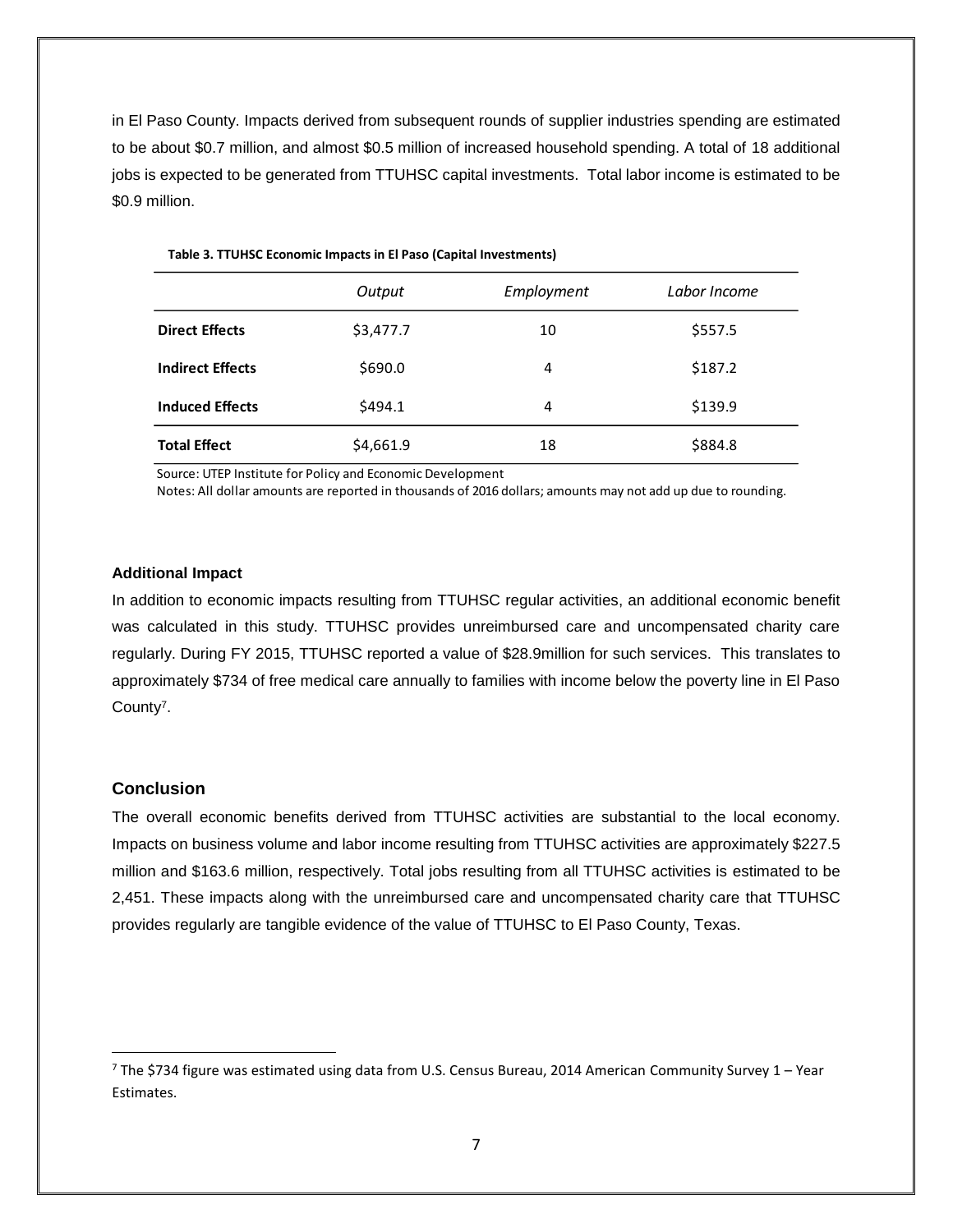in El Paso County. Impacts derived from subsequent rounds of supplier industries spending are estimated to be about $0.7 million, and almost $0.5 million of increased household spending. A total of 18 additional jobs is expected to be generated from TTUHSC capital investments. Total labor income is estimated to be $0.9 million.

**Table 3. TTUHSC Economic Impacts in El Paso (Capital Investments)**

| | *Output* | *Employment* | *Labor Income* |
|---|---|---|---|
| **Direct Effects** | $3,477.7 | 10 | $557.5 |
| **Indirect Effects** | $690.0 | 4 | $187.2 |
| **Induced Effects** | $494.1 | 4 | $139.9 |
| **Total Effect** | $4,661.9 | 18 | $884.8 |

Source: UTEP Institute for Policy and Economic Development

Notes: All dollar amounts are reported in thousands of 2016 dollars; amounts may not add up due to rounding.

### Additional Impact

In addition to economic impacts resulting from TTUHSC regular activities, an additional economic benefit was calculated in this study. TTUHSC provides unreimbursed care and uncompensated charity care regularly. During FY 2015, TTUHSC reported a value of $28.9million for such services. This translates to approximately $734 of free medical care annually to families with income below the poverty line in El Paso County[7].

## Conclusion

The overall economic benefits derived from TTUHSC activities are substantial to the local economy. Impacts on business volume and labor income resulting from TTUHSC activities are approximately $227.5 million and $163.6 million, respectively. Total jobs resulting from all TTUHSC activities is estimated to be 2,451. These impacts along with the unreimbursed care and uncompensated charity care that TTUHSC provides regularly are tangible evidence of the value of TTUHSC to El Paso County, Texas.

[7] The $734 figure was estimated using data from U.S. Census Bureau, 2014 American Community Survey 1 – Year Estimates.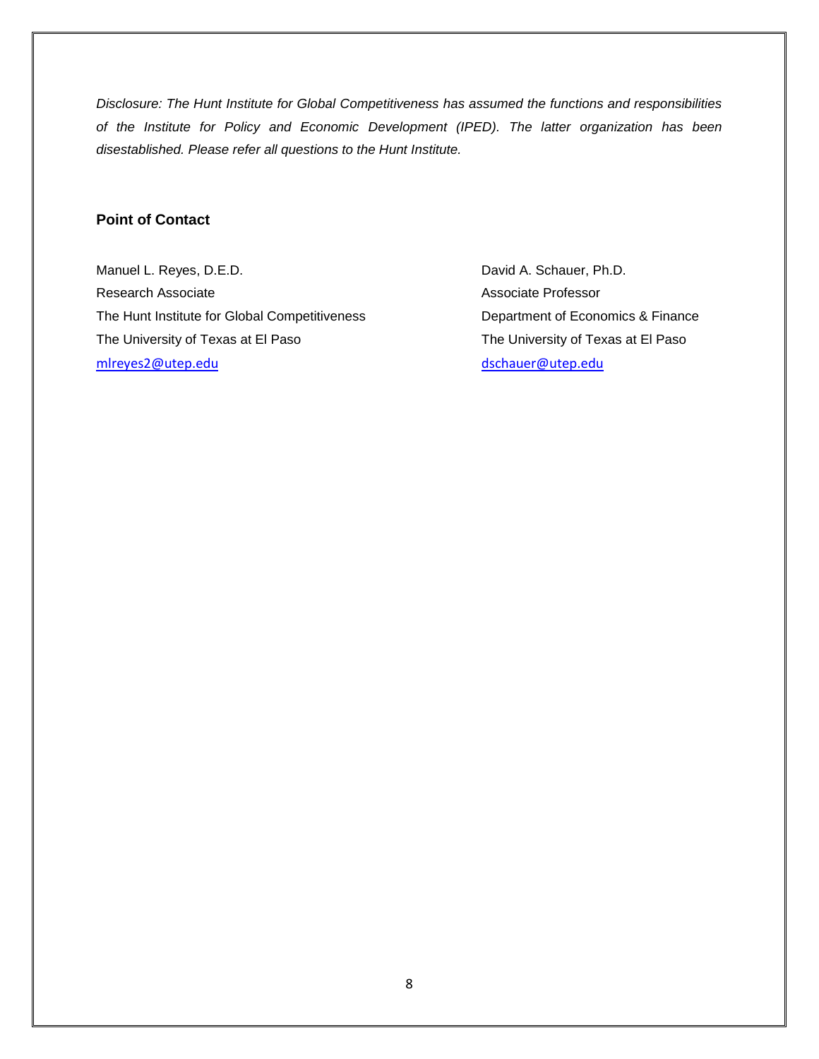*Disclosure: The Hunt Institute for Global Competitiveness has assumed the functions and responsibilities of the Institute for Policy and Economic Development (IPED). The latter organization has been disestablished. Please refer all questions to the Hunt Institute.*

### Point of Contact

Manuel L. Reyes, D.E.D.
Research Associate
The Hunt Institute for Global Competitiveness
The University of Texas at El Paso
mlreyes2@utep.edu

David A. Schauer, Ph.D.
Associate Professor
Department of Economics & Finance
The University of Texas at El Paso
dschauer@utep.edu